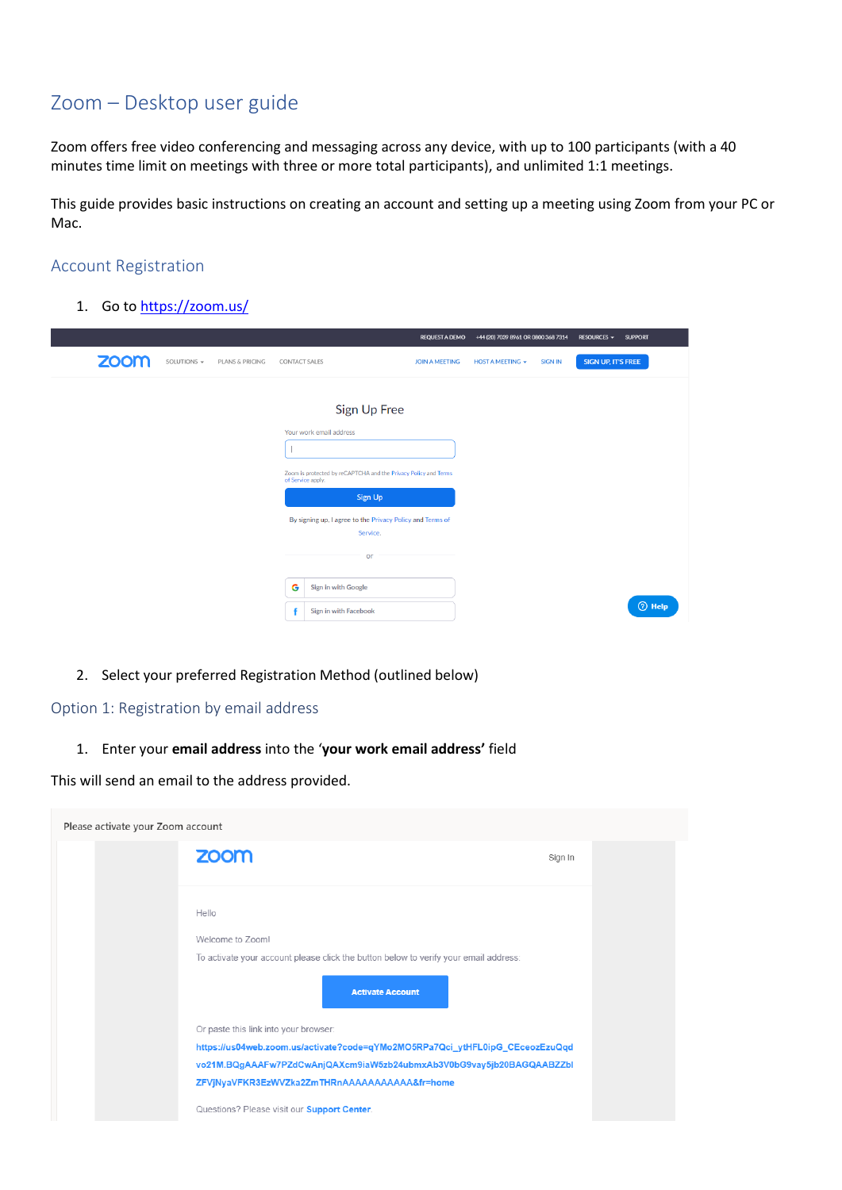# Zoom – Desktop user guide

Zoom offers free video conferencing and messaging across any device, with up to 100 participants (with a 40 minutes time limit on meetings with three or more total participants), and unlimited 1:1 meetings.

This guide provides basic instructions on creating an account and setting up a meeting using Zoom from your PC or Mac.

## Account Registration

1. Go to https://zoom.us/

2. Select your preferred Registration Method (outlined below)

### Option 1: Registration by email address

1. Enter your **email address** into the **'your work email address'** field

This will send an email to the address provided.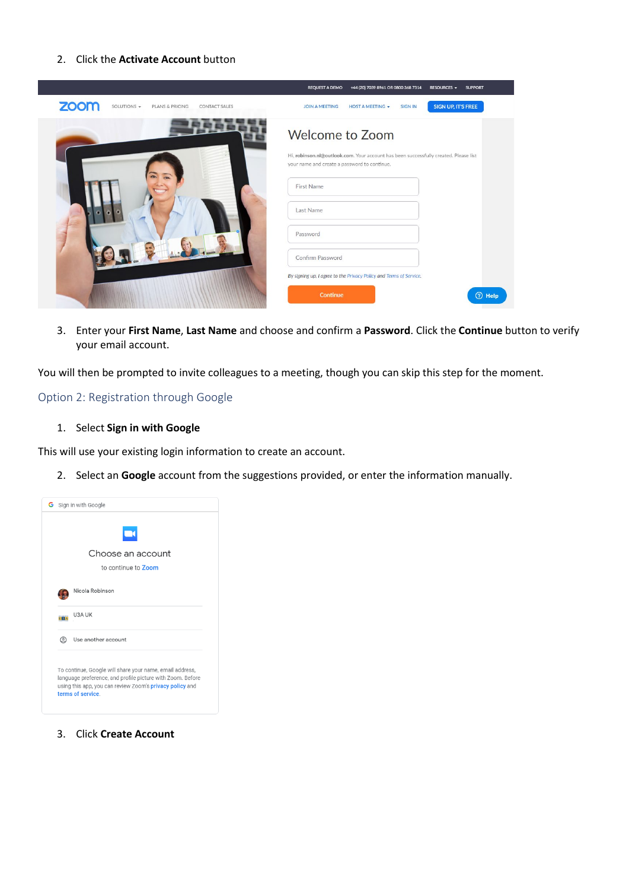2. Click the **Activate Account** button

3. Enter your **First Name**, **Last Name** and choose and confirm a **Password**. Click the **Continue** button to verify your email account.

You will then be prompted to invite colleagues to a meeting, though you can skip this step for the moment.

## Option 2: Registration through Google

1. Select **Sign in with Google**

This will use your existing login information to create an account.

2. Select an **Google** account from the suggestions provided, or enter the information manually.

3. Click **Create Account**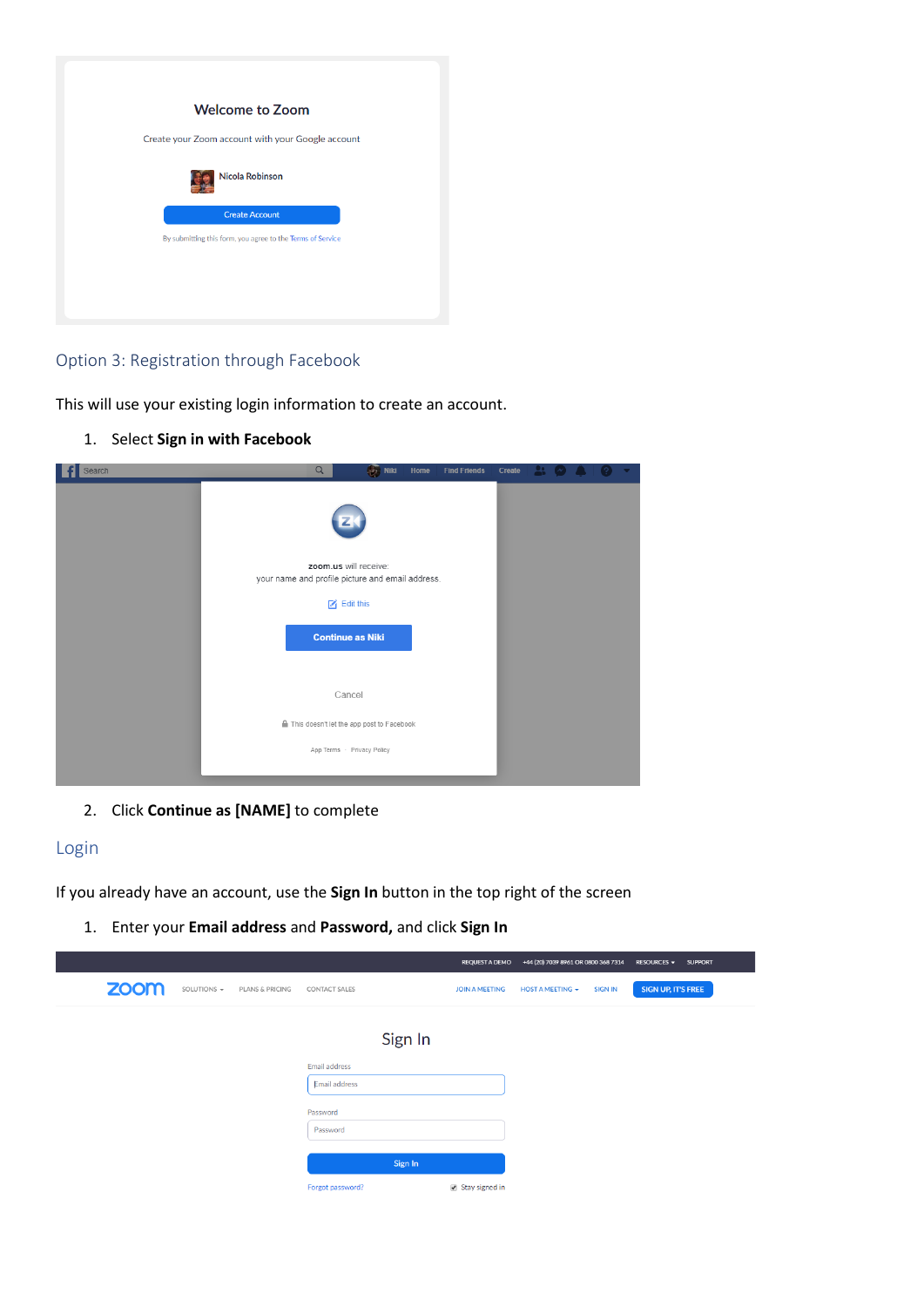## Option 3: Registration through Facebook

This will use your existing login information to create an account.

1. Select **Sign in with Facebook**

2. Click **Continue as [NAME]** to complete

## Login

If you already have an account, use the **Sign In** button in the top right of the screen

1. Enter your **Email address** and **Password,** and click **Sign In**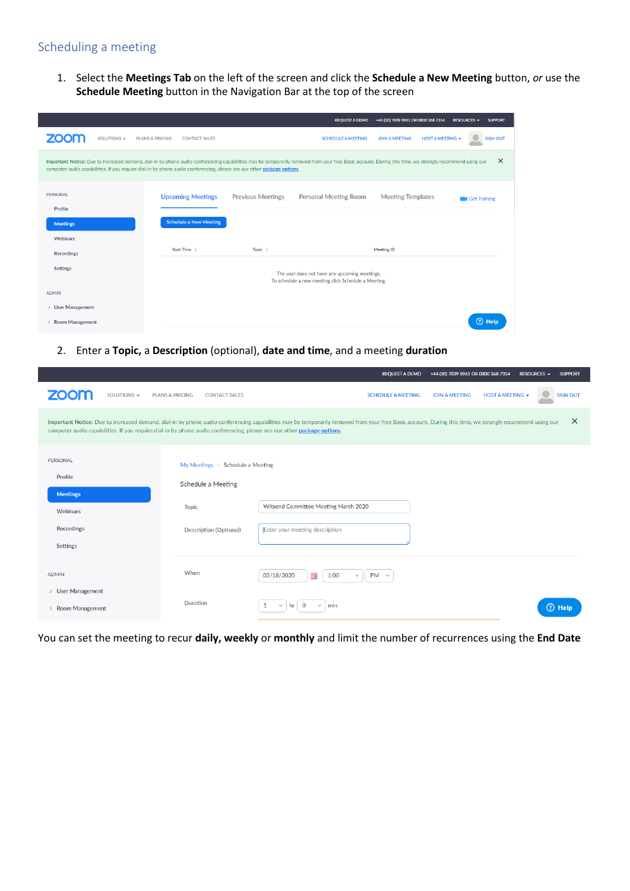## Scheduling a meeting

1. Select the **Meetings Tab** on the left of the screen and click the **Schedule a New Meeting** button, *or* use the **Schedule Meeting** button in the Navigation Bar at the top of the screen

2. Enter a **Topic,** a **Description** (optional), **date and time**, and a meeting **duration**

You can set the meeting to recur **daily, weekly** or **monthly** and limit the number of recurrences using the **End Date**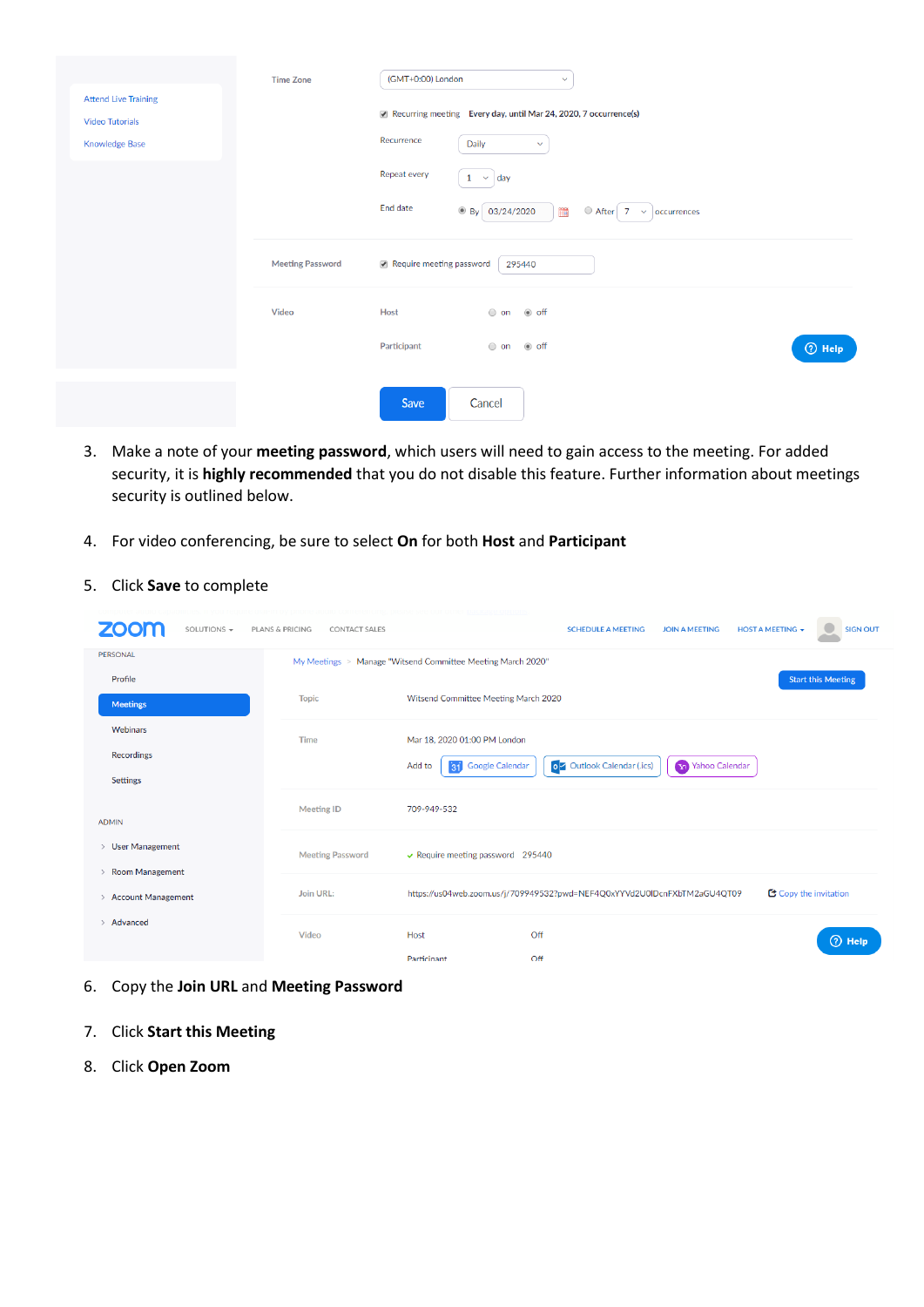3. Make a note of your **meeting password**, which users will need to gain access to the meeting. For added security, it is **highly recommended** that you do not disable this feature. Further information about meetings security is outlined below.

4. For video conferencing, be sure to select **On** for both **Host** and **Participant**

5. Click **Save** to complete

6. Copy the **Join URL** and **Meeting Password**

7. Click **Start this Meeting**

8. Click **Open Zoom**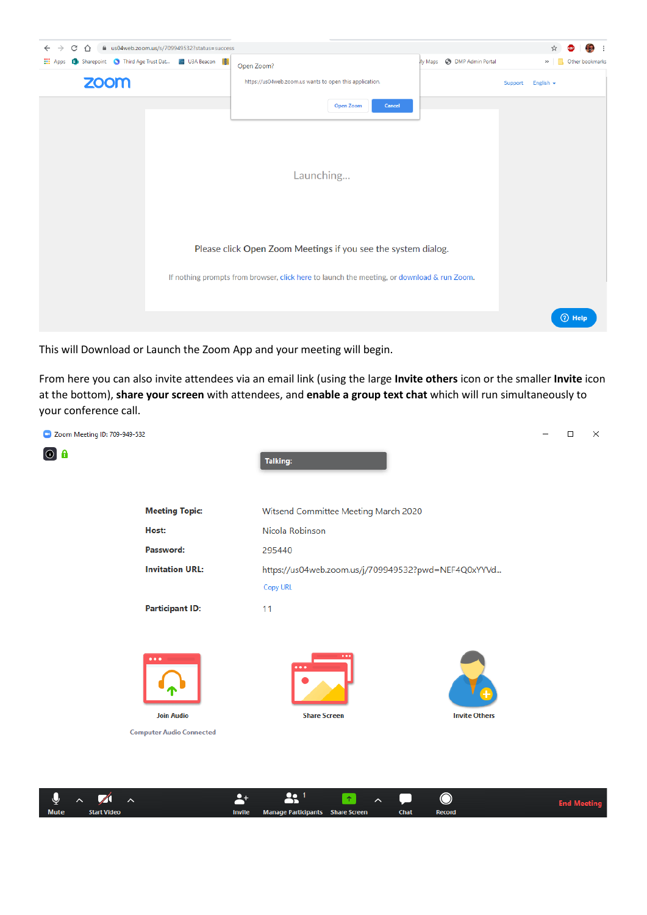This will Download or Launch the Zoom App and your meeting will begin.

From here you can also invite attendees via an email link (using the large **Invite others** icon or the smaller **Invite** icon at the bottom), **share your screen** with attendees, and **enable a group text chat** which will run simultaneously to your conference call.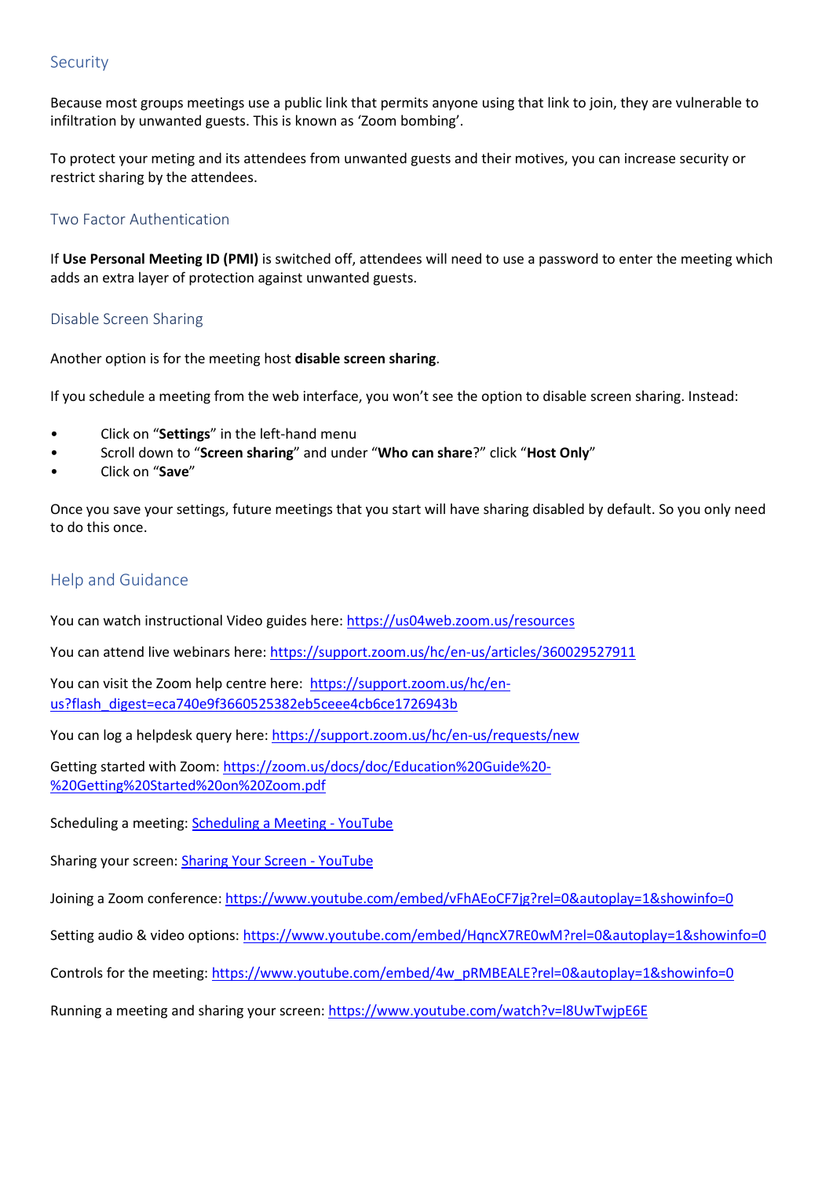## Security

Because most groups meetings use a public link that permits anyone using that link to join, they are vulnerable to infiltration by unwanted guests. This is known as 'Zoom bombing'.

To protect your meting and its attendees from unwanted guests and their motives, you can increase security or restrict sharing by the attendees.

### Two Factor Authentication

If **Use Personal Meeting ID (PMI)** is switched off, attendees will need to use a password to enter the meeting which adds an extra layer of protection against unwanted guests.

### Disable Screen Sharing

Another option is for the meeting host **disable screen sharing**.

If you schedule a meeting from the web interface, you won't see the option to disable screen sharing. Instead:

- Click on "**Settings**" in the left-hand menu
- Scroll down to "**Screen sharing**" and under "**Who can share**?" click "**Host Only**"
- Click on "**Save**"

Once you save your settings, future meetings that you start will have sharing disabled by default. So you only need to do this once.

## Help and Guidance

You can watch instructional Video guides here: https://us04web.zoom.us/resources

You can attend live webinars here: https://support.zoom.us/hc/en-us/articles/360029527911

You can visit the Zoom help centre here: https://support.zoom.us/hc/en-us?flash_digest=eca740e9f3660525382eb5ceee4cb6ce1726943b

You can log a helpdesk query here: https://support.zoom.us/hc/en-us/requests/new

Getting started with Zoom: https://zoom.us/docs/doc/Education%20Guide%20-%20Getting%20Started%20on%20Zoom.pdf

Scheduling a meeting: Scheduling a Meeting - YouTube

Sharing your screen: Sharing Your Screen - YouTube

Joining a Zoom conference: https://www.youtube.com/embed/vFhAEoCF7jg?rel=0&autoplay=1&showinfo=0

Setting audio & video options: https://www.youtube.com/embed/HqncX7RE0wM?rel=0&autoplay=1&showinfo=0

Controls for the meeting: https://www.youtube.com/embed/4w_pRMBEALE?rel=0&autoplay=1&showinfo=0

Running a meeting and sharing your screen: https://www.youtube.com/watch?v=l8UwTwjpE6E